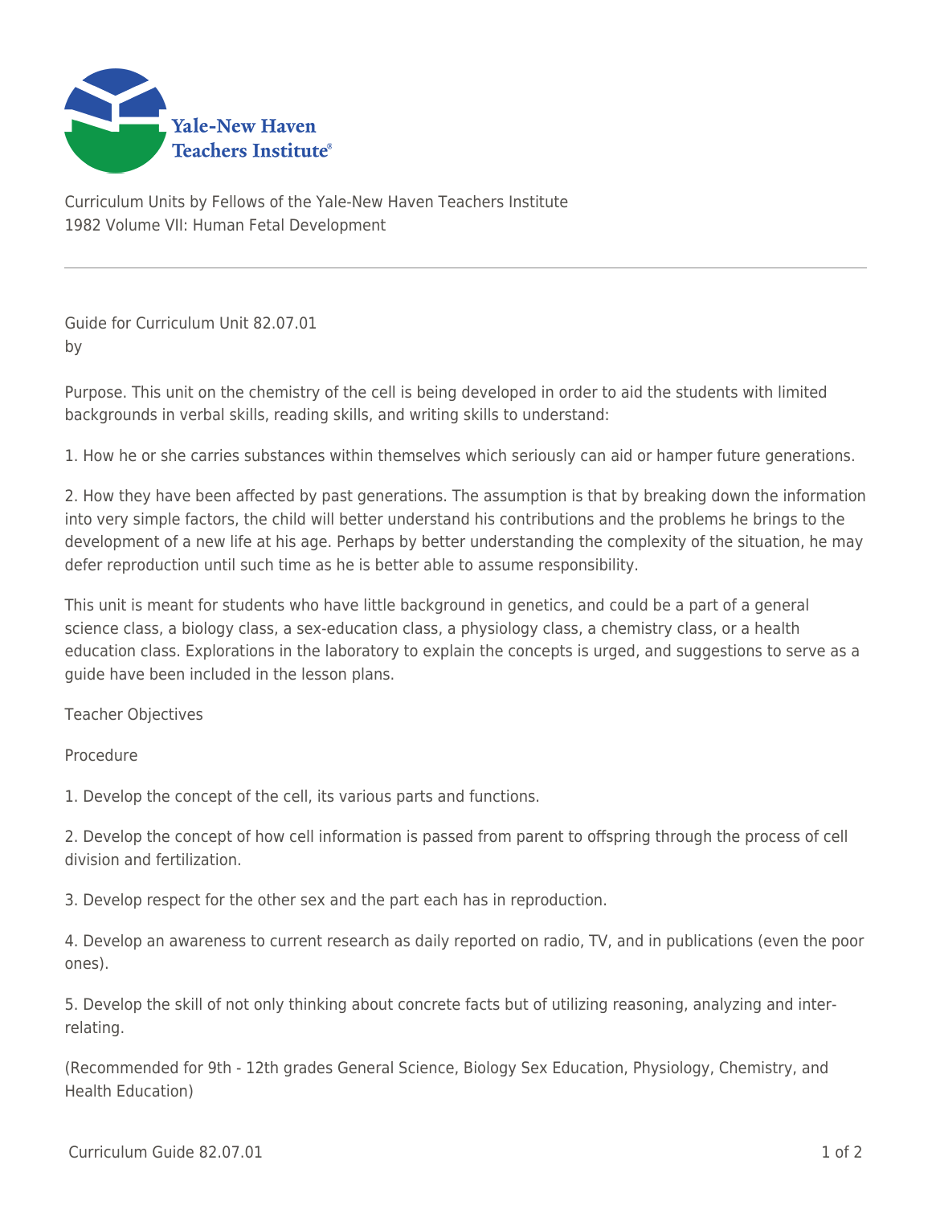Curriculum Units by Fellows of the Yale-New Haven Teachers Institute
1982 Volume VII: Human Fetal Development

---

Guide for Curriculum Unit 82.07.01
by

Purpose. This unit on the chemistry of the cell is being developed in order to aid the students with limited backgrounds in verbal skills, reading skills, and writing skills to understand:

1. How he or she carries substances within themselves which seriously can aid or hamper future generations.

2. How they have been affected by past generations. The assumption is that by breaking down the information into very simple factors, the child will better understand his contributions and the problems he brings to the development of a new life at his age. Perhaps by better understanding the complexity of the situation, he may defer reproduction until such time as he is better able to assume responsibility.

This unit is meant for students who have little background in genetics, and could be a part of a general science class, a biology class, a sex-education class, a physiology class, a chemistry class, or a health education class. Explorations in the laboratory to explain the concepts is urged, and suggestions to serve as a guide have been included in the lesson plans.

Teacher Objectives

Procedure

1. Develop the concept of the cell, its various parts and functions.

2. Develop the concept of how cell information is passed from parent to offspring through the process of cell division and fertilization.

3. Develop respect for the other sex and the part each has in reproduction.

4. Develop an awareness to current research as daily reported on radio, TV, and in publications (even the poor ones).

5. Develop the skill of not only thinking about concrete facts but of utilizing reasoning, analyzing and inter-relating.

(Recommended for 9th - 12th grades General Science, Biology Sex Education, Physiology, Chemistry, and Health Education)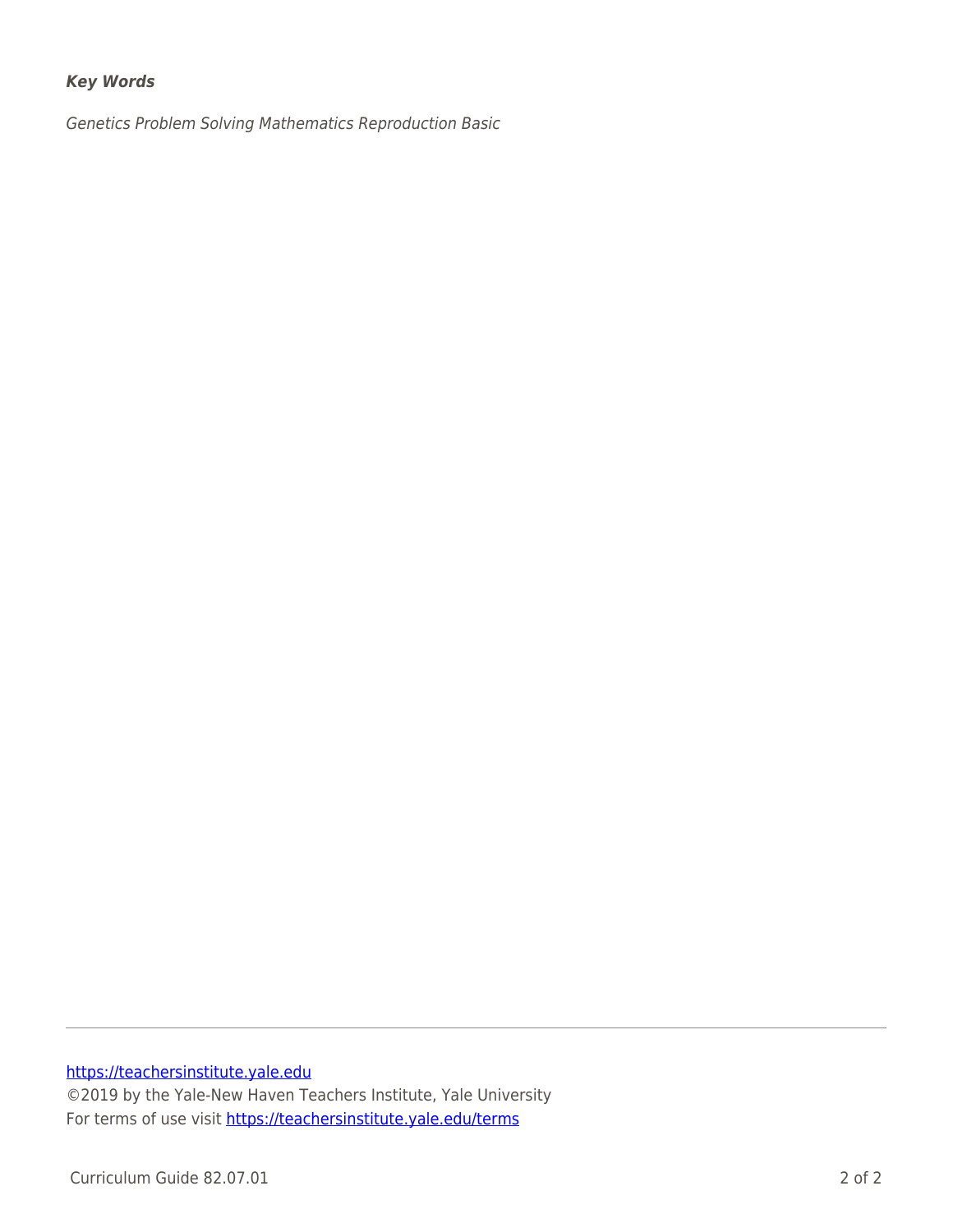***Key Words***

*Genetics Problem Solving Mathematics Reproduction Basic*

https://teachersinstitute.yale.edu
©2019 by the Yale-New Haven Teachers Institute, Yale University
For terms of use visit https://teachersinstitute.yale.edu/terms